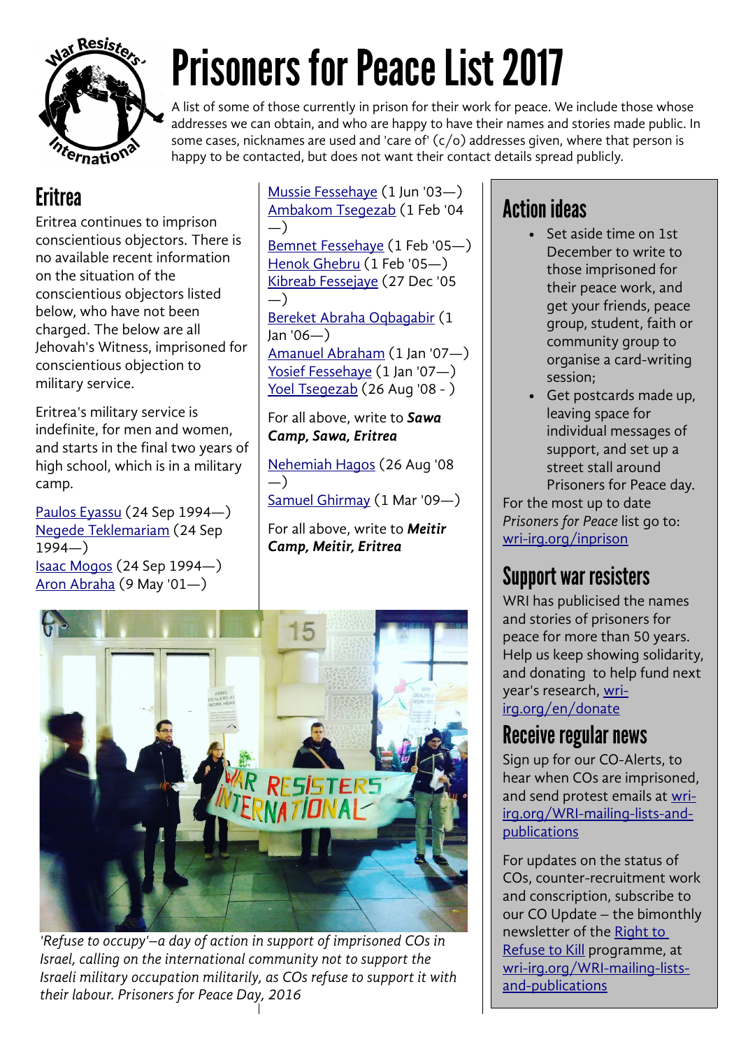# Prisoners for Peace List 2017

A list of some of those currently in prison for their work for peace. We include those whose addresses we can obtain, and who are happy to have their names and stories made public. In some cases, nicknames are used and 'care of' (c/o) addresses given, where that person is happy to be contacted, but does not want their contact details spread publicly.

## Eritrea

Eritrea continues to imprison conscientious objectors. There is no available recent information on the situation of the conscientious objectors listed below, who have not been charged. The below are all Jehovah's Witness, imprisoned for conscientious objection to military service.

Eritrea's military service is indefinite, for men and women, and starts in the final two years of high school, which is in a military camp.

Paulos Eyassu (24 Sep 1994—)
Negede Teklemariam (24 Sep 1994—)
Isaac Mogos (24 Sep 1994—)
Aron Abraha (9 May '01—)
Mussie Fessehaye (1 Jun '03—)
Ambakom Tsegezab (1 Feb '04—)
Bemnet Fessehaye (1 Feb '05—)
Henok Ghebru (1 Feb '05—)
Kibreab Fessejaye (27 Dec '05—)
Bereket Abraha Oqbagabir (1 Jan '06—)
Amanuel Abraham (1 Jan '07—)
Yosief Fessehaye (1 Jan '07—)
Yoel Tsegezab (26 Aug '08 - )

For all above, write to ***Sawa Camp, Sawa, Eritrea***

Nehemiah Hagos (26 Aug '08—)
Samuel Ghirmay (1 Mar '09—)

For all above, write to ***Meitir Camp, Meitir, Eritrea***

*'Refuse to occupy'–a day of action in support of imprisoned COs in Israel, calling on the international community not to support the Israeli military occupation militarily, as COs refuse to support it with their labour. Prisoners for Peace Day, 2016*

## Action ideas

- Set aside time on 1st December to write to those imprisoned for their peace work, and get your friends, peace group, student, faith or community group to organise a card-writing session;
- Get postcards made up, leaving space for individual messages of support, and set up a street stall around Prisoners for Peace day.

For the most up to date *Prisoners for Peace* list go to: wri-irg.org/inprison

## Support war resisters

WRI has publicised the names and stories of prisoners for peace for more than 50 years. Help us keep showing solidarity, and donating to help fund next year's research, wri-irg.org/en/donate

## Receive regular news

Sign up for our CO-Alerts, to hear when COs are imprisoned, and send protest emails at wri-irg.org/WRI-mailing-lists-and-publications

For updates on the status of COs, counter-recruitment work and conscription, subscribe to our CO Update – the bimonthly newsletter of the Right to Refuse to Kill programme, at wri-irg.org/WRI-mailing-lists-and-publications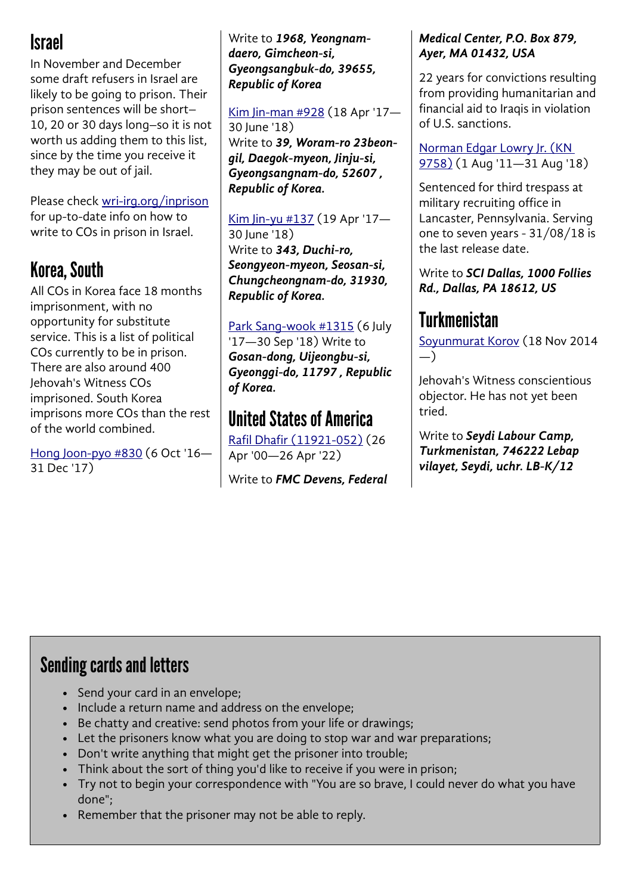## Israel

In November and December some draft refusers in Israel are likely to be going to prison. Their prison sentences will be short–10, 20 or 30 days long–so it is not worth us adding them to this list, since by the time you receive it they may be out of jail.

Please check [wri-irg.org/inprison](wri-irg.org/inprison) for up-to-date info on how to write to COs in prison in Israel.

## Korea, South

All COs in Korea face 18 months imprisonment, with no opportunity for substitute service. This is a list of political COs currently to be in prison. There are also around 400 Jehovah's Witness COs imprisoned. South Korea imprisons more COs than the rest of the world combined.

Hong Joon-pyo #830 (6 Oct '16—31 Dec '17)
Write to ***1968, Yeongnam-daero, Gimcheon-si, Gyeongsangbuk-do, 39655, Republic of Korea***

Kim Jin-man #928 (18 Apr '17—30 June '18)
Write to ***39, Woram-ro 23beon-gil, Daegok-myeon, Jinju-si, Gyeongsangnam-do, 52607 , Republic of Korea.***

Kim Jin-yu #137 (19 Apr '17—30 June '18)
Write to ***343, Duchi-ro, Seongyeon-myeon, Seosan-si, Chungcheongnam-do, 31930, Republic of Korea.***

Park Sang-wook #1315 (6 July '17—30 Sep '18) Write to ***Gosan-dong, Uijeongbu-si, Gyeonggi-do, 11797 , Republic of Korea.***

## United States of America

Rafil Dhafir (11921-052) (26 Apr '00—26 Apr '22)

Write to ***FMC Devens, Federal Medical Center, P.O. Box 879, Ayer, MA 01432, USA***

22 years for convictions resulting from providing humanitarian and financial aid to Iraqis in violation of U.S. sanctions.

Norman Edgar Lowry Jr. (KN 9758) (1 Aug '11—31 Aug '18)

Sentenced for third trespass at military recruiting office in Lancaster, Pennsylvania. Serving one to seven years - 31/08/18 is the last release date.

Write to ***SCI Dallas, 1000 Follies Rd., Dallas, PA 18612, US***

## Turkmenistan

Soyunmurat Korov (18 Nov 2014 —)

Jehovah's Witness conscientious objector. He has not yet been tried.

Write to ***Seydi Labour Camp, Turkmenistan, 746222 Lebap vilayet, Seydi, uchr. LB-K/12***

## Sending cards and letters

- Send your card in an envelope;
- Include a return name and address on the envelope;
- Be chatty and creative: send photos from your life or drawings;
- Let the prisoners know what you are doing to stop war and war preparations;
- Don't write anything that might get the prisoner into trouble;
- Think about the sort of thing you'd like to receive if you were in prison;
- Try not to begin your correspondence with "You are so brave, I could never do what you have done";
- Remember that the prisoner may not be able to reply.